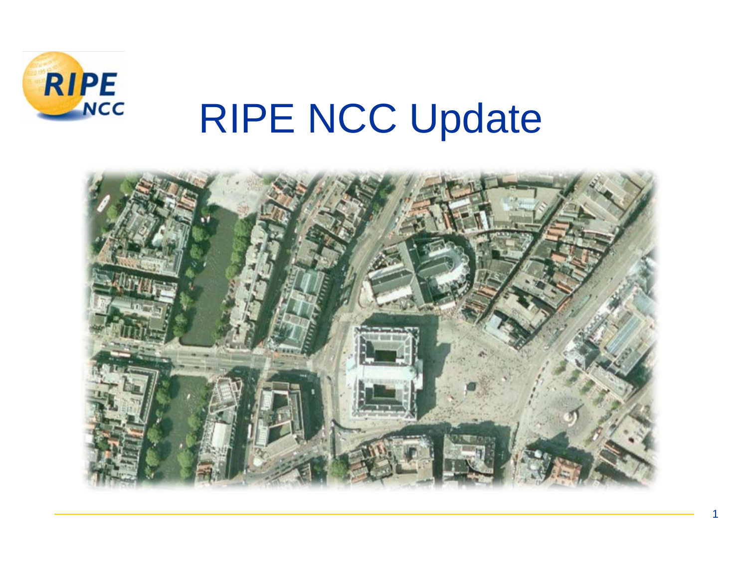# RIPE NCC Update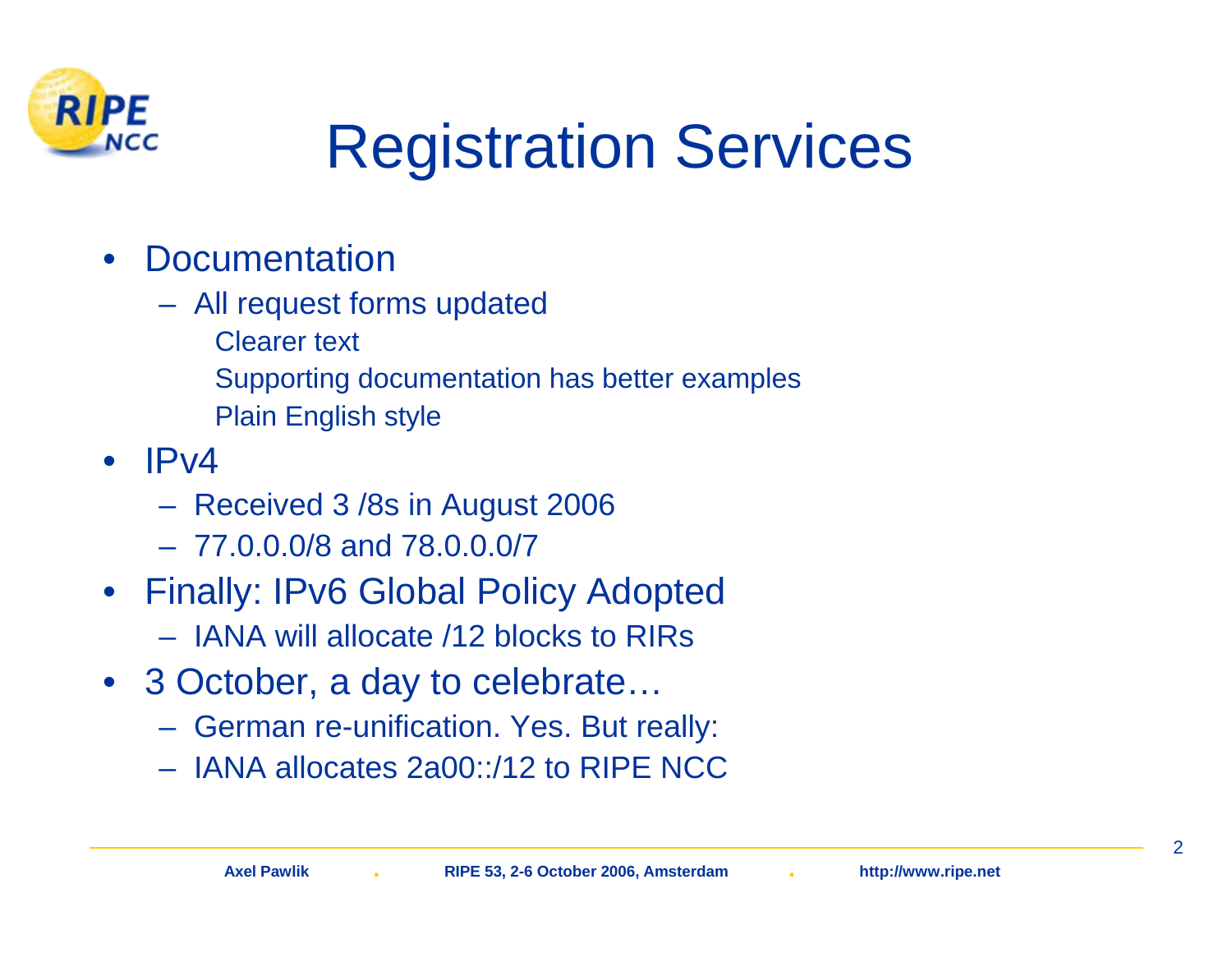# Registration Services

- Documentation
  - All request forms updated
    - Clearer text
    - Supporting documentation has better examples
    - Plain English style
- IPv4
  - Received 3 /8s in August 2006
  - 77.0.0.0/8 and 78.0.0.0/7
- Finally: IPv6 Global Policy Adopted
  - IANA will allocate /12 blocks to RIRs
- 3 October, a day to celebrate…
  - German re-unification. Yes. But really:
  - IANA allocates 2a00::/12 to RIPE NCC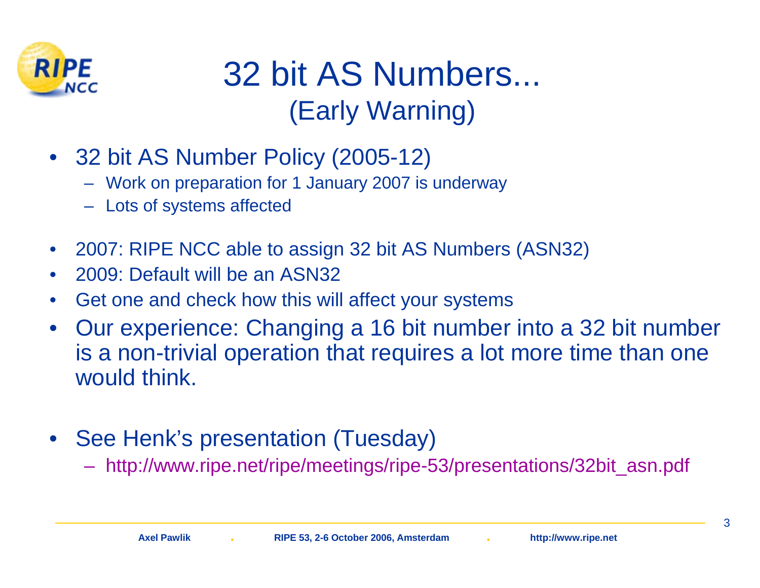# 32 bit AS Numbers...
## (Early Warning)

- 32 bit AS Number Policy (2005-12)
  - Work on preparation for 1 January 2007 is underway
  - Lots of systems affected

- 2007: RIPE NCC able to assign 32 bit AS Numbers (ASN32)
- 2009: Default will be an ASN32
- Get one and check how this will affect your systems
- Our experience: Changing a 16 bit number into a 32 bit number is a non-trivial operation that requires a lot more time than one would think.

- See Henk's presentation (Tuesday)
  - http://www.ripe.net/ripe/meetings/ripe-53/presentations/32bit_asn.pdf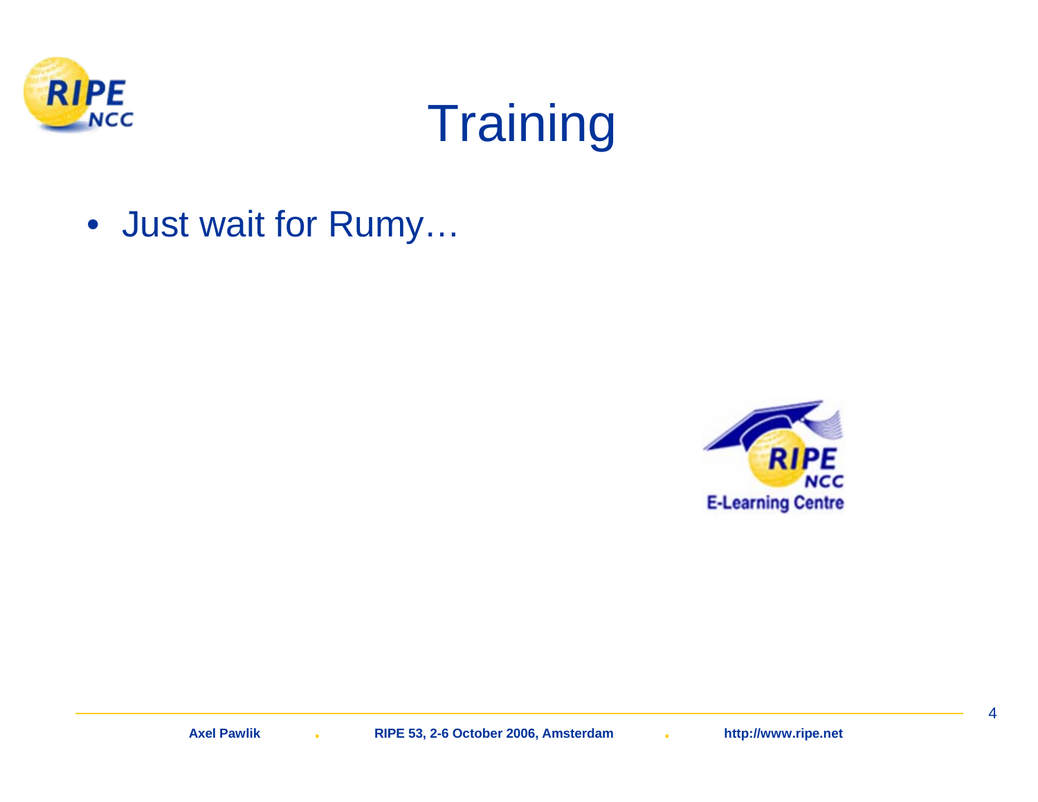# Training

- Just wait for Rumy…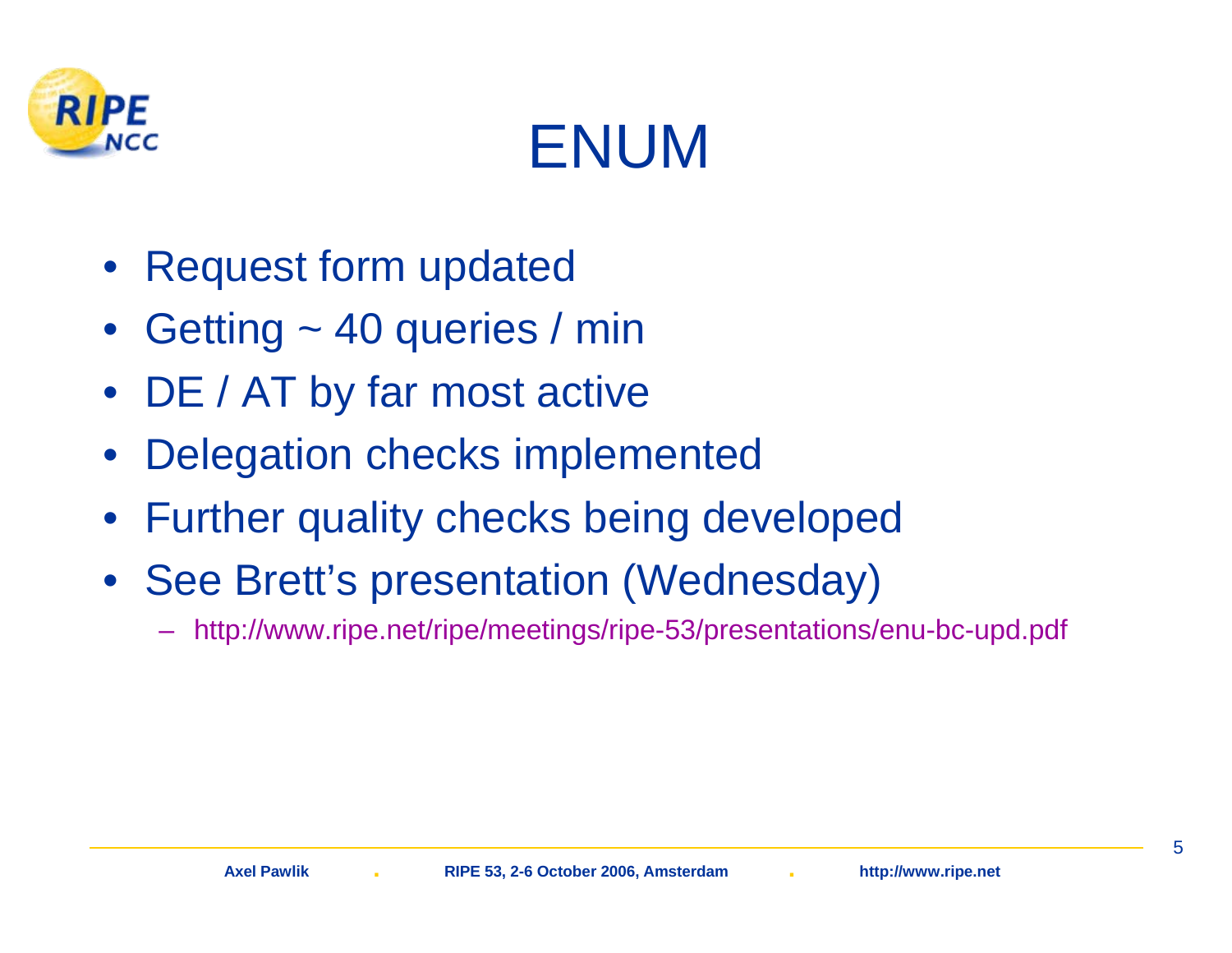# ENUM

- Request form updated
- Getting ~ 40 queries / min
- DE / AT by far most active
- Delegation checks implemented
- Further quality checks being developed
- See Brett's presentation (Wednesday)
  - http://www.ripe.net/ripe/meetings/ripe-53/presentations/enu-bc-upd.pdf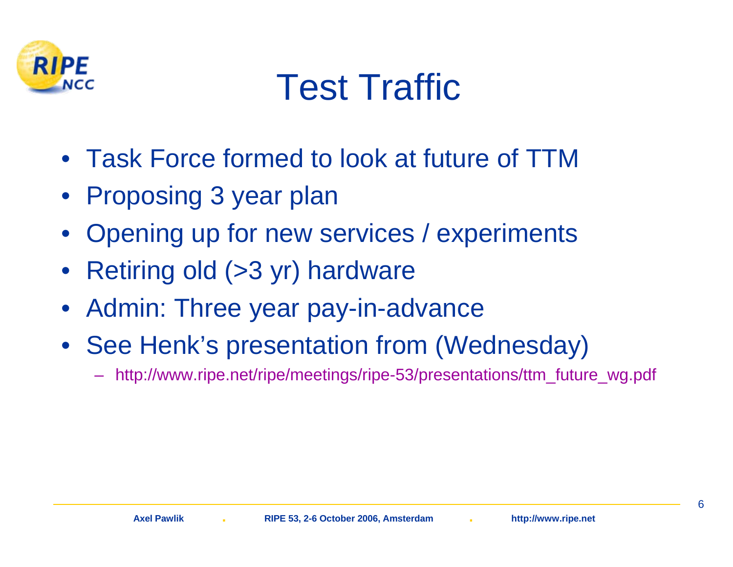# Test Traffic

- Task Force formed to look at future of TTM
- Proposing 3 year plan
- Opening up for new services / experiments
- Retiring old (>3 yr) hardware
- Admin: Three year pay-in-advance
- See Henk's presentation from (Wednesday)
  - http://www.ripe.net/ripe/meetings/ripe-53/presentations/ttm_future_wg.pdf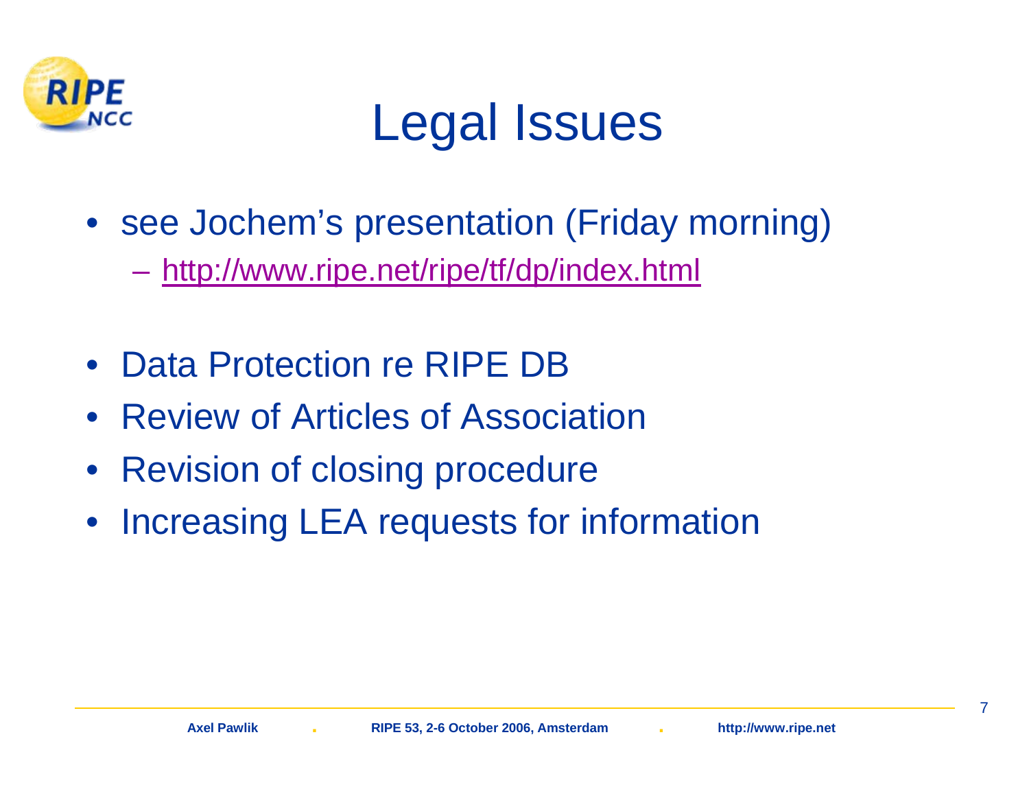# Legal Issues

- see Jochem's presentation (Friday morning)
  - http://www.ripe.net/ripe/tf/dp/index.html
- Data Protection re RIPE DB
- Review of Articles of Association
- Revision of closing procedure
- Increasing LEA requests for information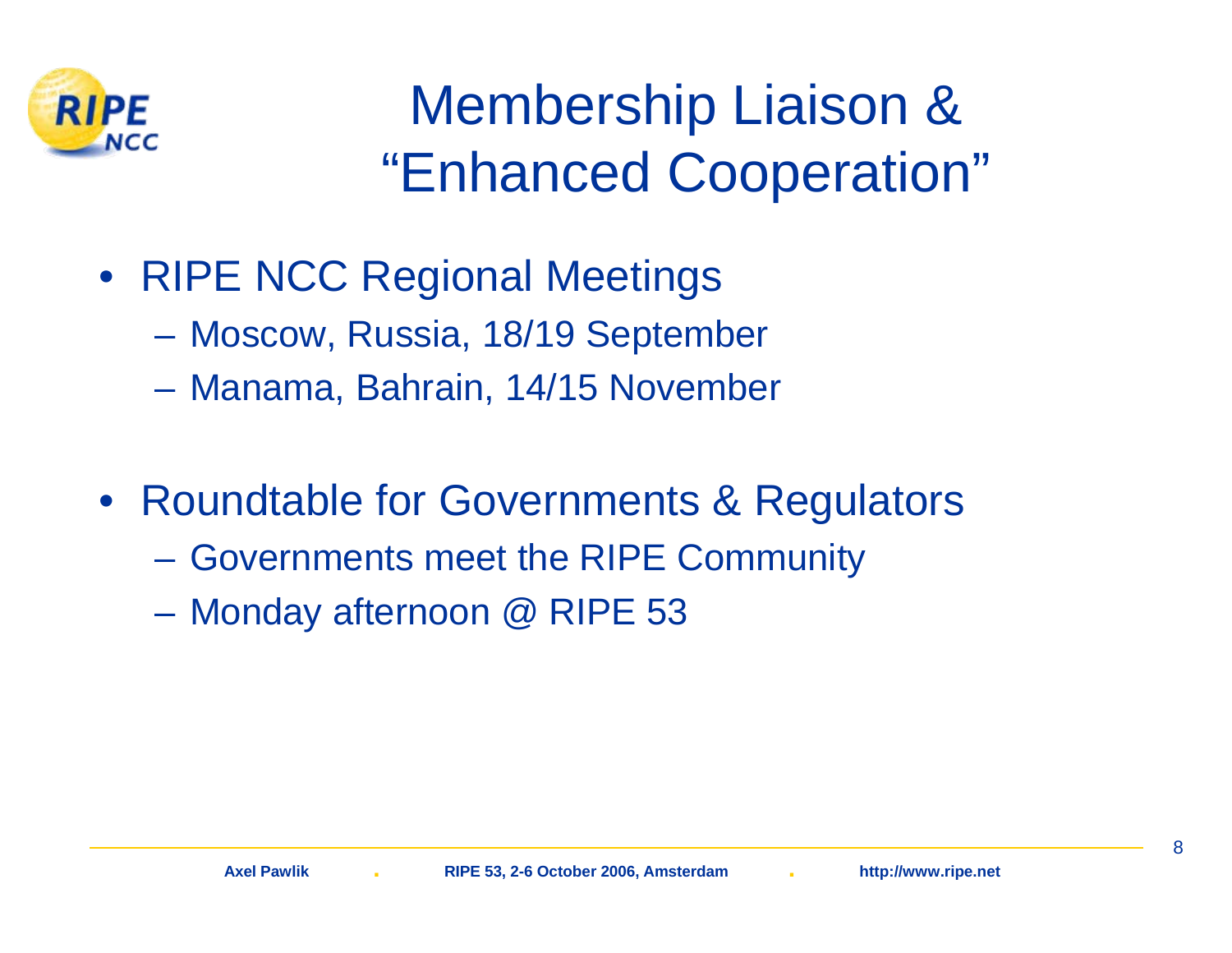# Membership Liaison & "Enhanced Cooperation"

- RIPE NCC Regional Meetings
  - Moscow, Russia, 18/19 September
  - Manama, Bahrain, 14/15 November

- Roundtable for Governments & Regulators
  - Governments meet the RIPE Community
  - Monday afternoon @ RIPE 53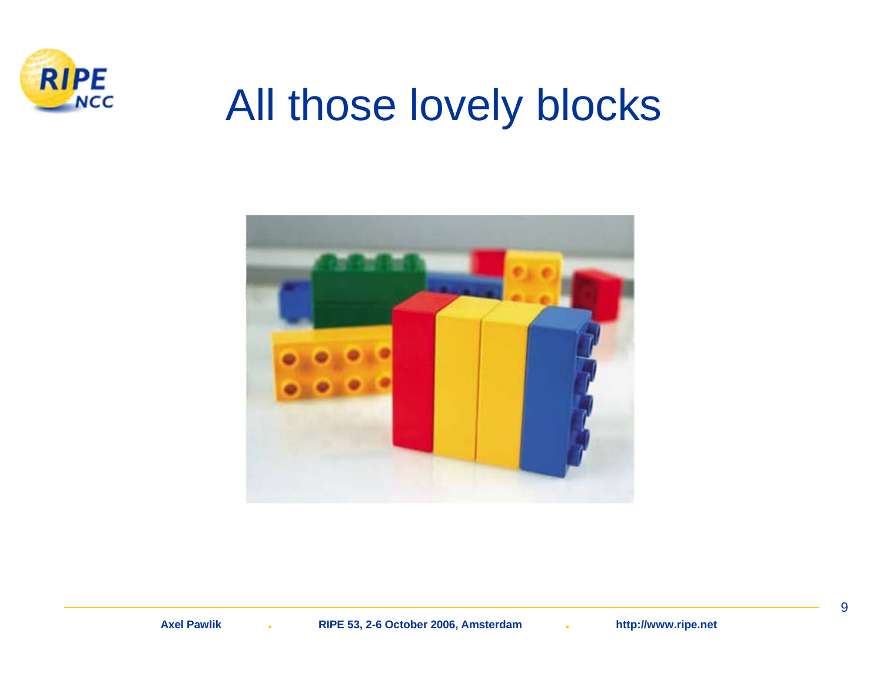# All those lovely blocks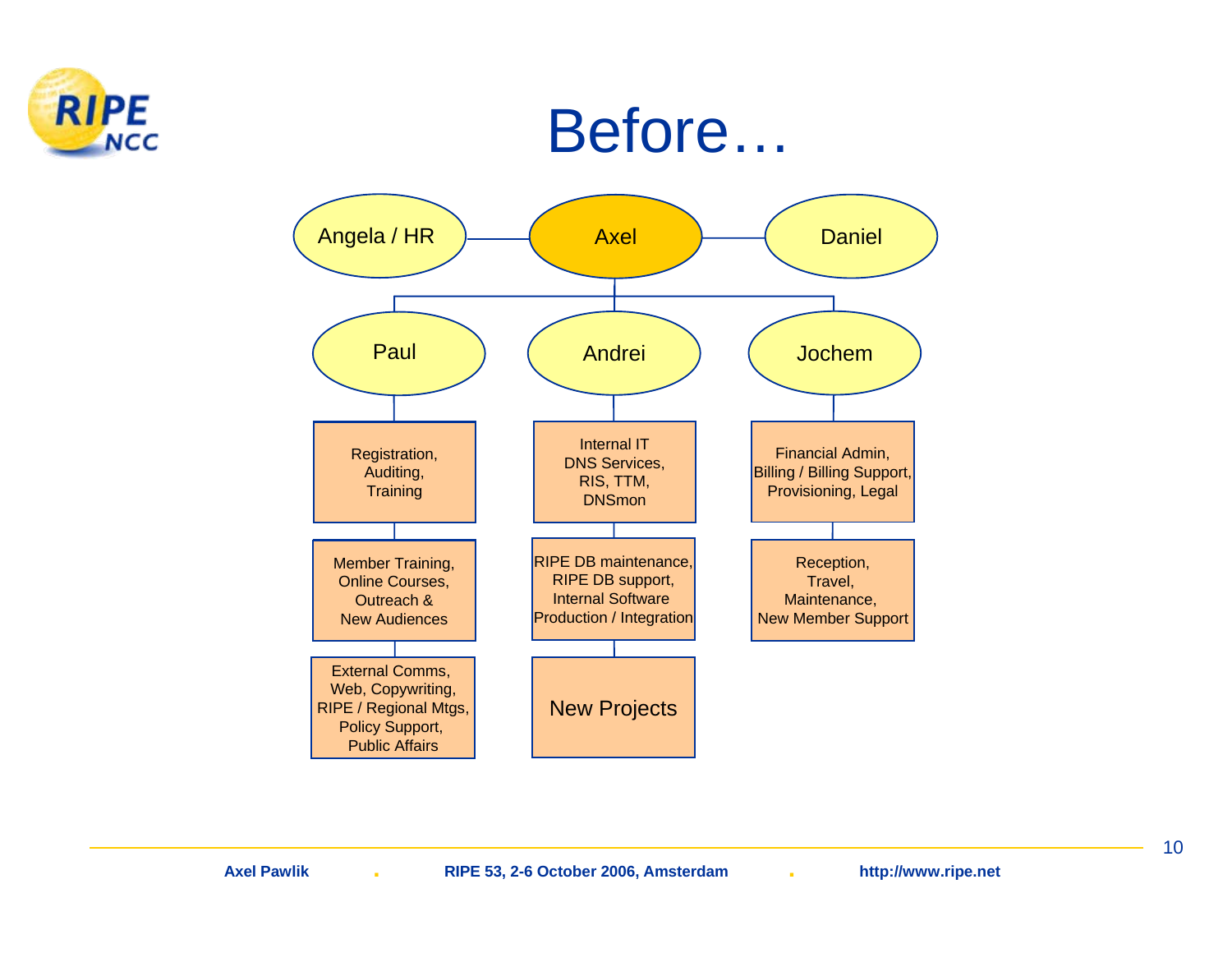# Before…

- **Angela / HR** — **Axel** — **Daniel**
- Under Axel:
  - **Paul**
    - Registration, Auditing, Training
    - Member Training, Online Courses, Outreach & New Audiences
    - External Comms, Web, Copywriting, RIPE / Regional Mtgs, Policy Support, Public Affairs
  - **Andrei**
    - Internal IT DNS Services, RIS, TTM, DNSmon
    - RIPE DB maintenance, RIPE DB support, Internal Software Production / Integration
    - New Projects
  - **Jochem**
    - Financial Admin, Billing / Billing Support, Provisioning, Legal
    - Reception, Travel, Maintenance, New Member Support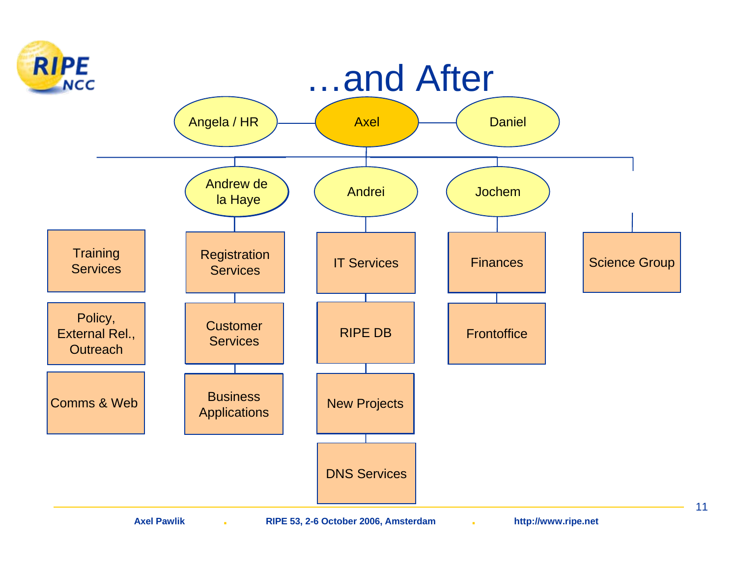# …and After

- Axel
  - Angela / HR
  - Daniel
  - Training Services
  - Policy, External Rel., Outreach
  - Comms & Web
  - Andrew de la Haye
    - Registration Services
    - Customer Services
    - Business Applications
  - Andrei
    - IT Services
    - RIPE DB
    - New Projects
    - DNS Services
  - Jochem
    - Finances
    - Frontoffice
  - Science Group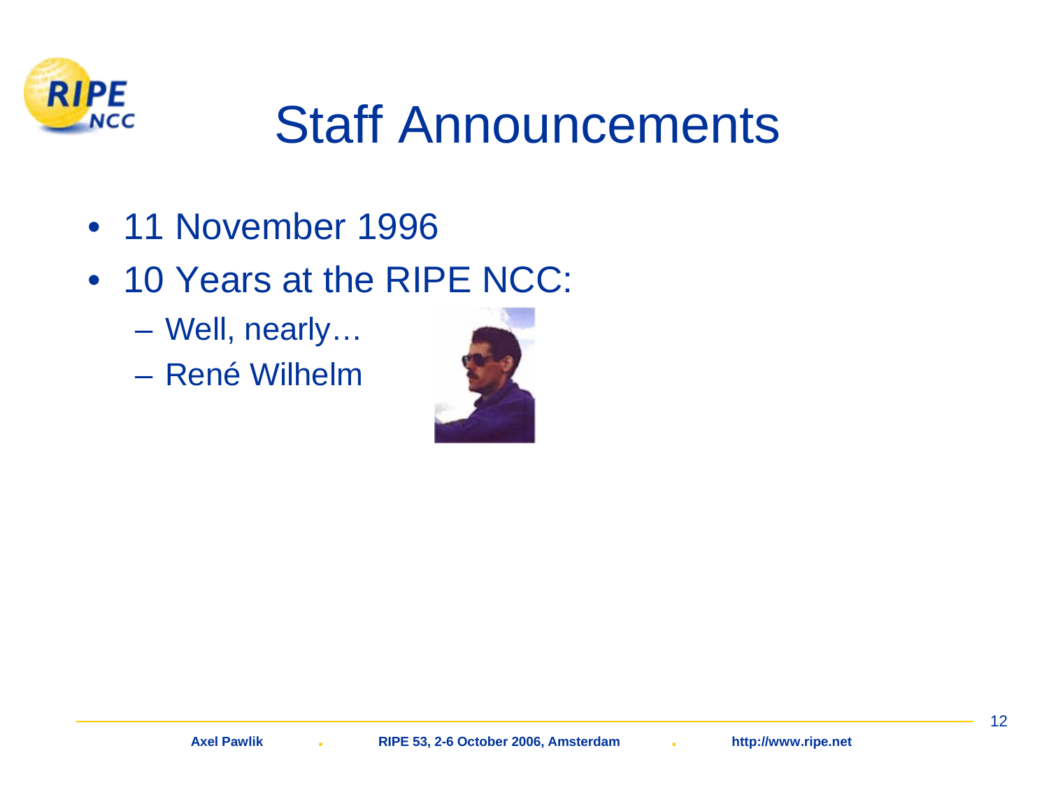# Staff Announcements

- 11 November 1996
- 10 Years at the RIPE NCC:
  - Well, nearly…
  - René Wilhelm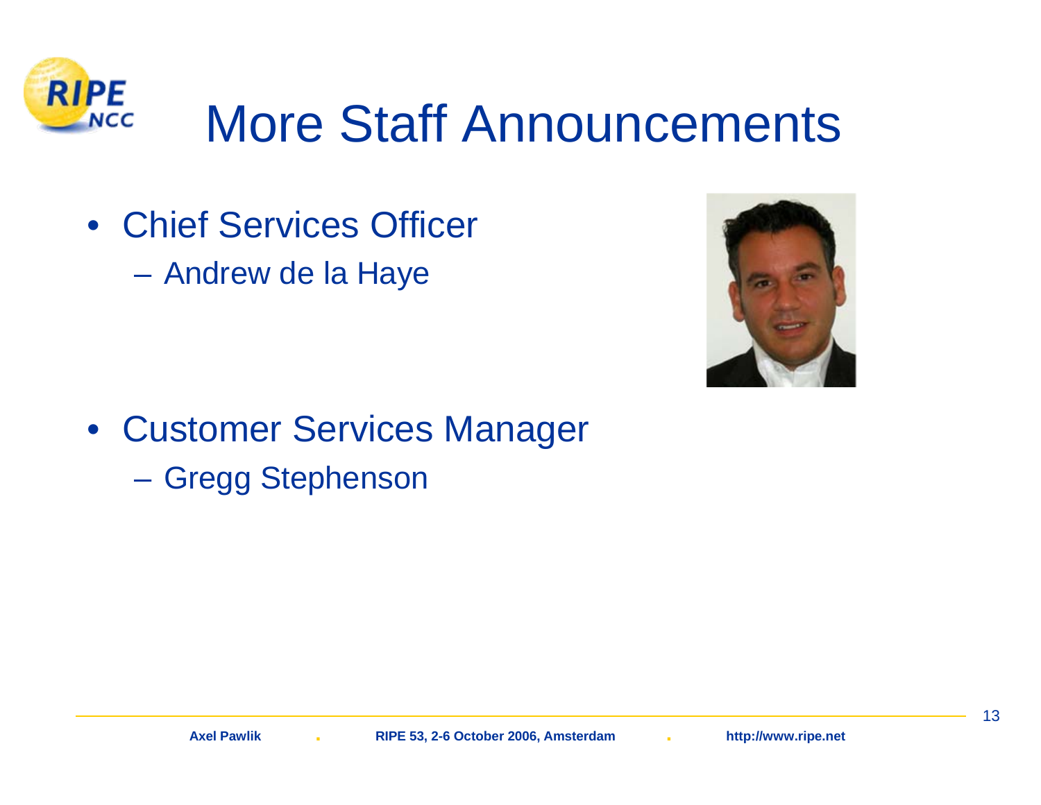# More Staff Announcements

- Chief Services Officer
  - Andrew de la Haye
- Customer Services Manager
  - Gregg Stephenson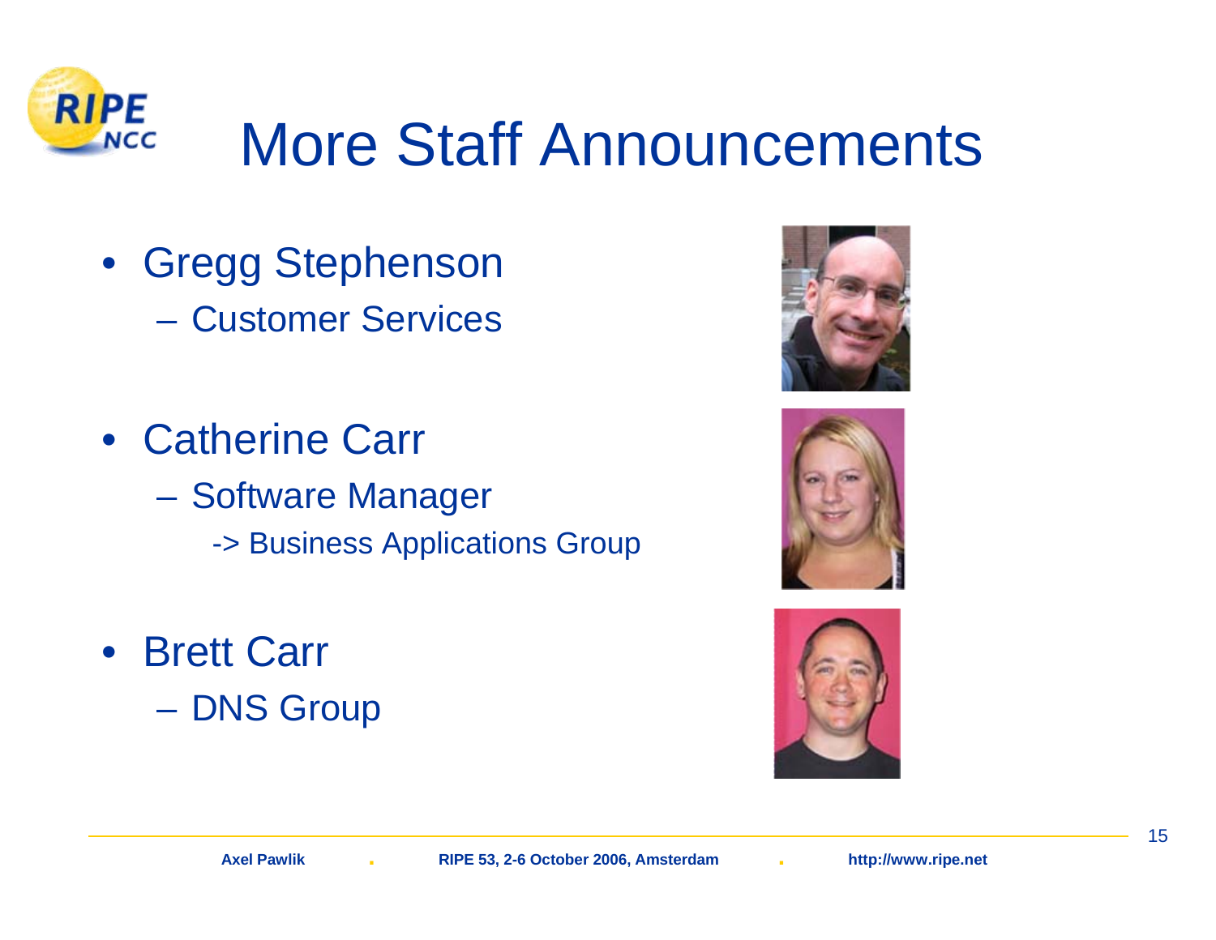# More Staff Announcements

- Gregg Stephenson
  - Customer Services
- Catherine Carr
  - Software Manager
    - -> Business Applications Group
- Brett Carr
  - DNS Group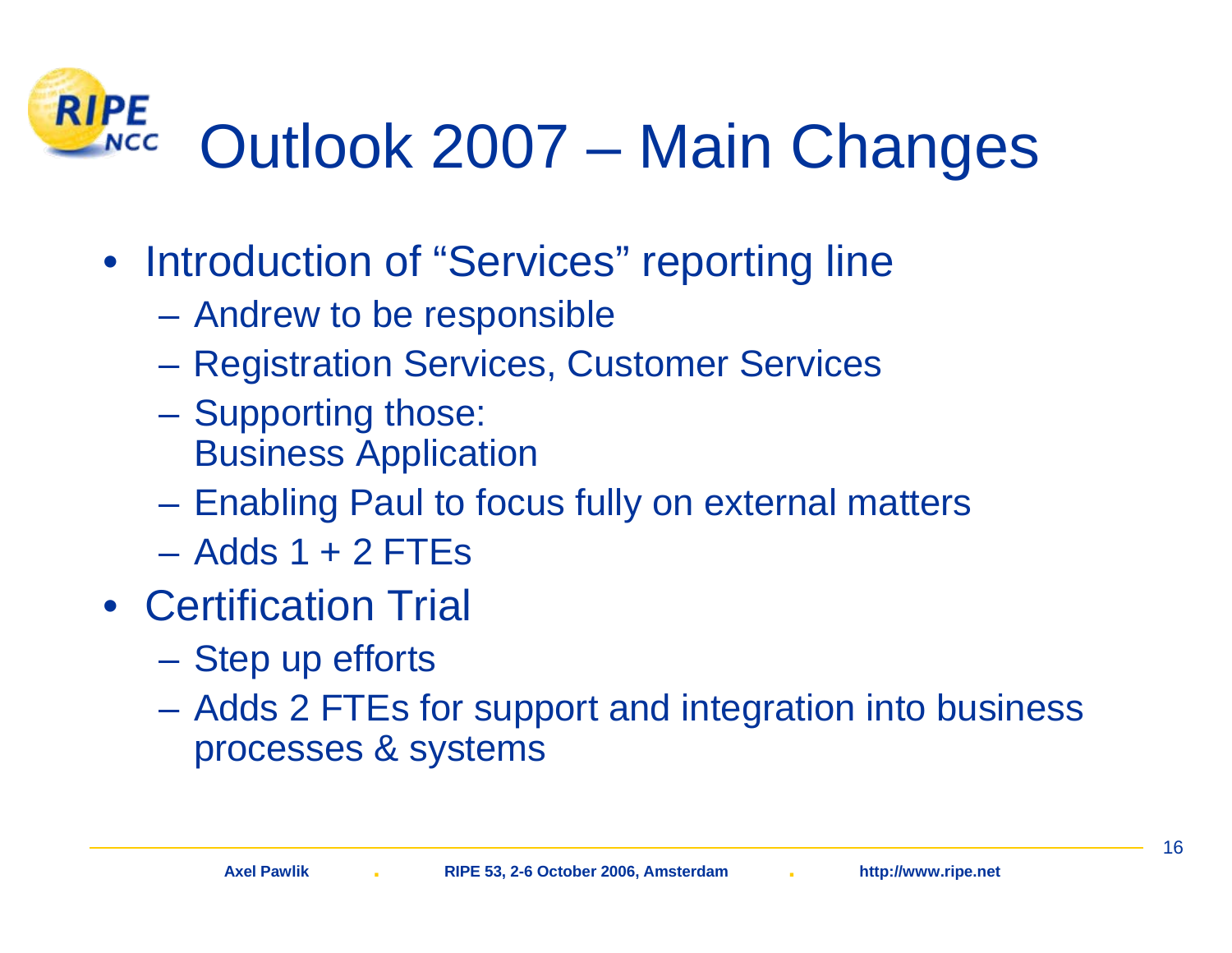# Outlook 2007 – Main Changes

- Introduction of "Services" reporting line
  - Andrew to be responsible
  - Registration Services, Customer Services
  - Supporting those:
    Business Application
  - Enabling Paul to focus fully on external matters
  - Adds 1 + 2 FTEs
- Certification Trial
  - Step up efforts
  - Adds 2 FTEs for support and integration into business processes & systems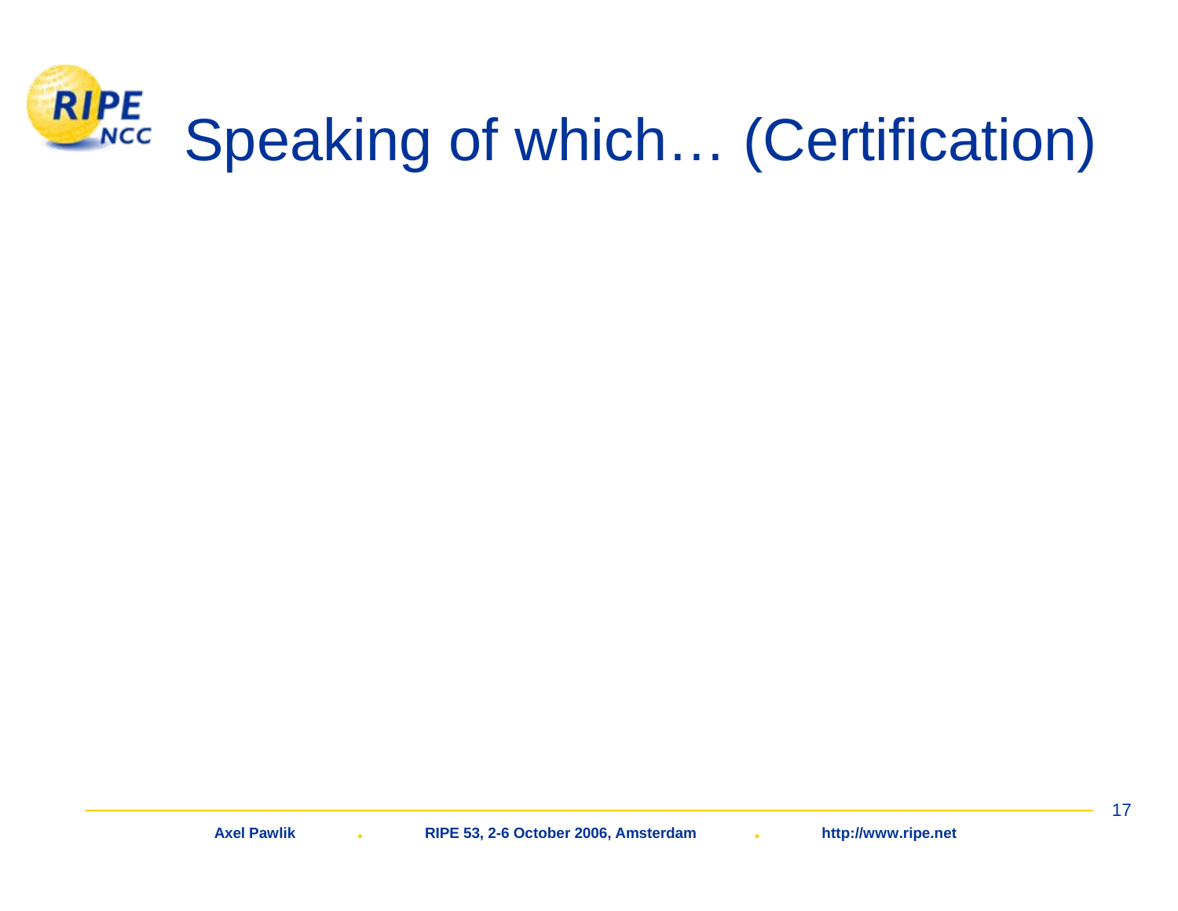# Speaking of which… (Certification)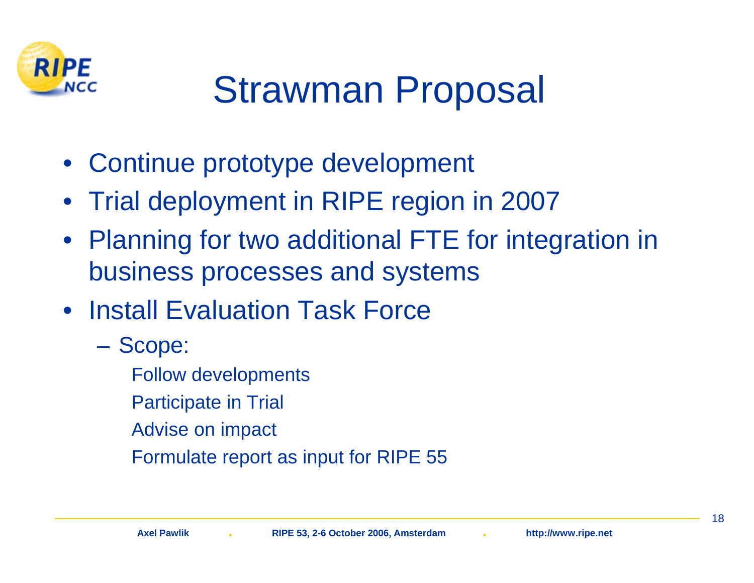# Strawman Proposal

- Continue prototype development
- Trial deployment in RIPE region in 2007
- Planning for two additional FTE for integration in business processes and systems
- Install Evaluation Task Force
  - Scope:
    - Follow developments
    - Participate in Trial
    - Advise on impact
    - Formulate report as input for RIPE 55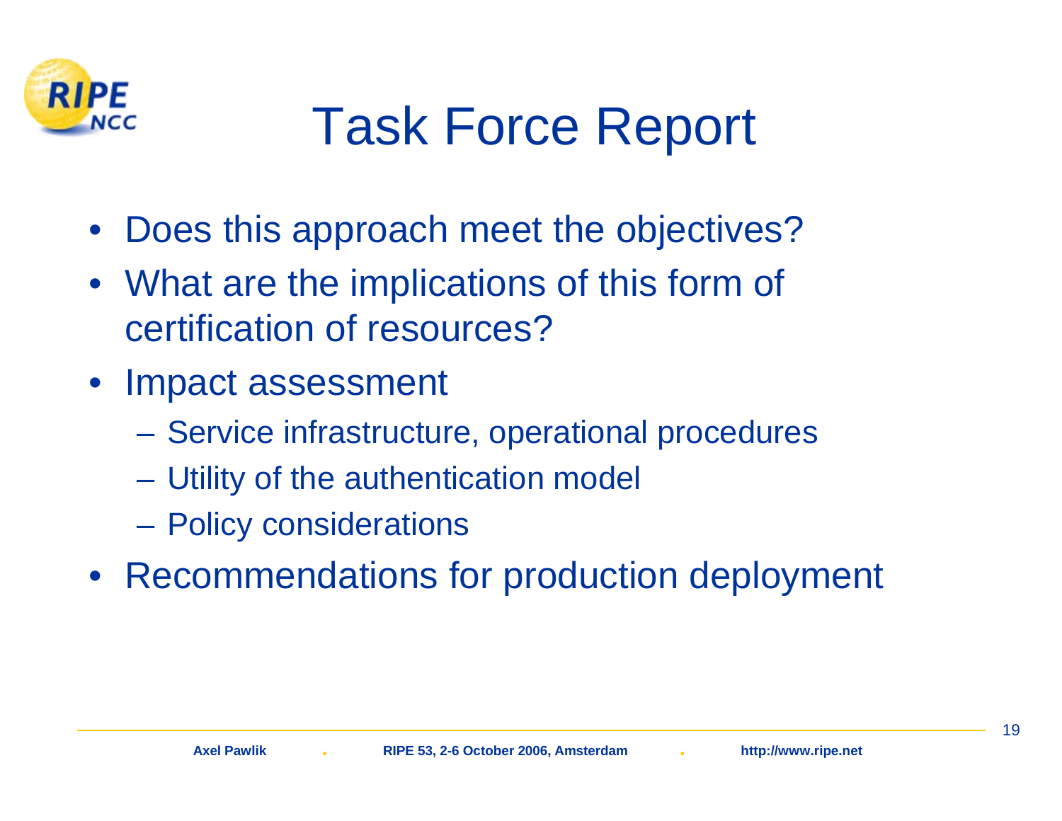# Task Force Report

- Does this approach meet the objectives?
- What are the implications of this form of certification of resources?
- Impact assessment
  - Service infrastructure, operational procedures
  - Utility of the authentication model
  - Policy considerations
- Recommendations for production deployment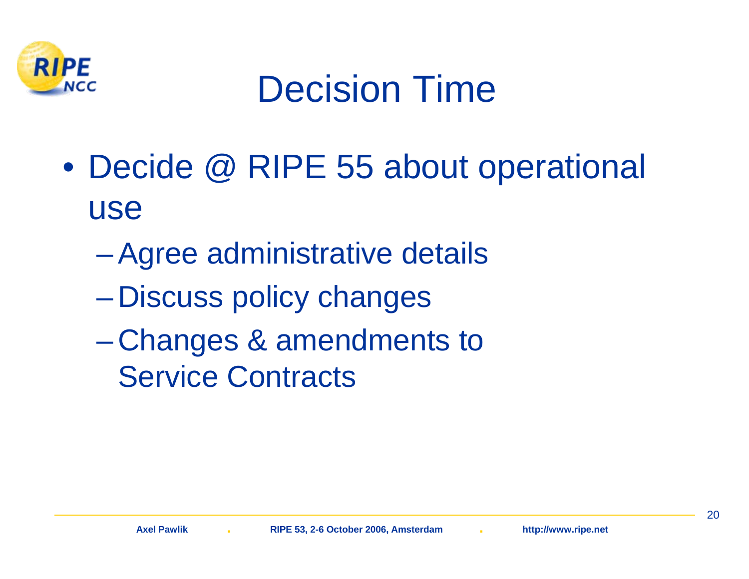# Decision Time

- Decide @ RIPE 55 about operational use
  - Agree administrative details
  - Discuss policy changes
  - Changes & amendments to Service Contracts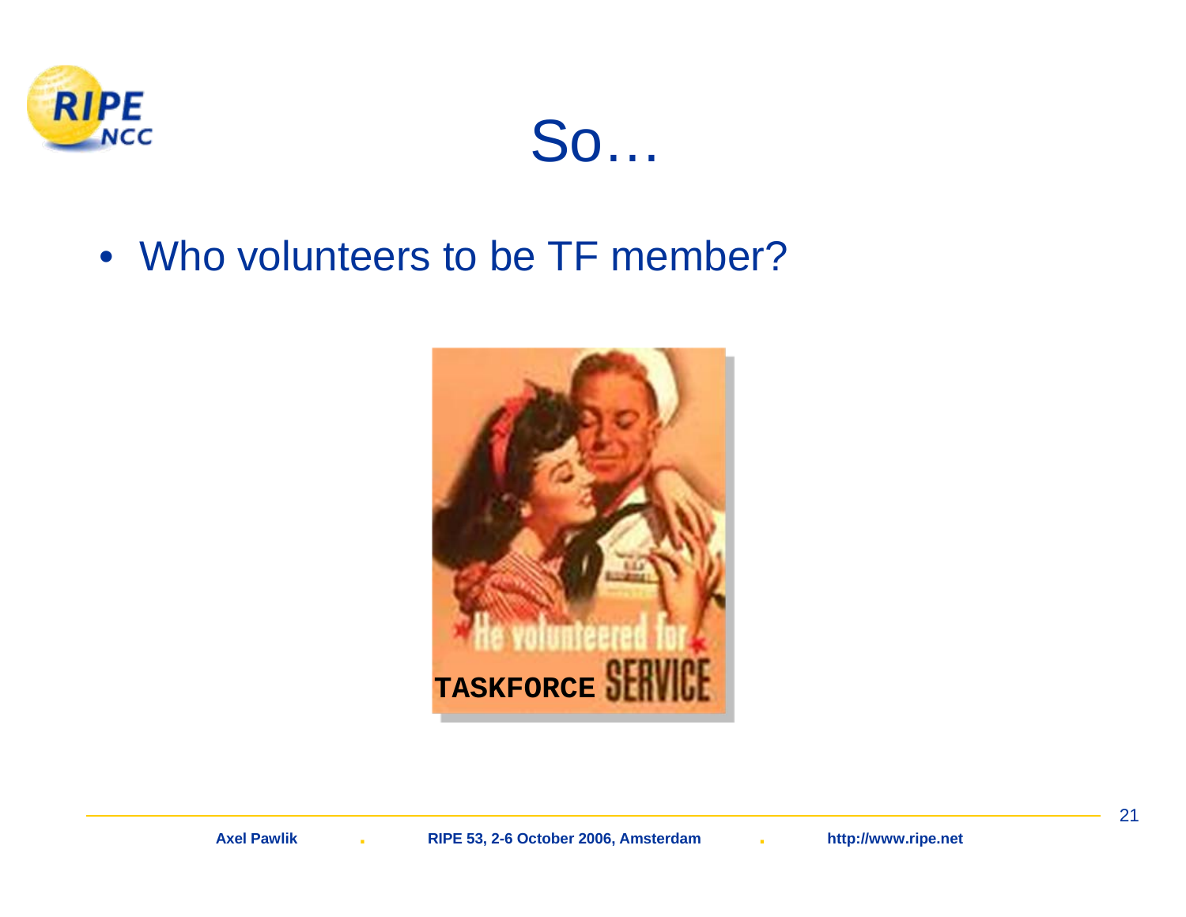# So…

- Who volunteers to be TF member?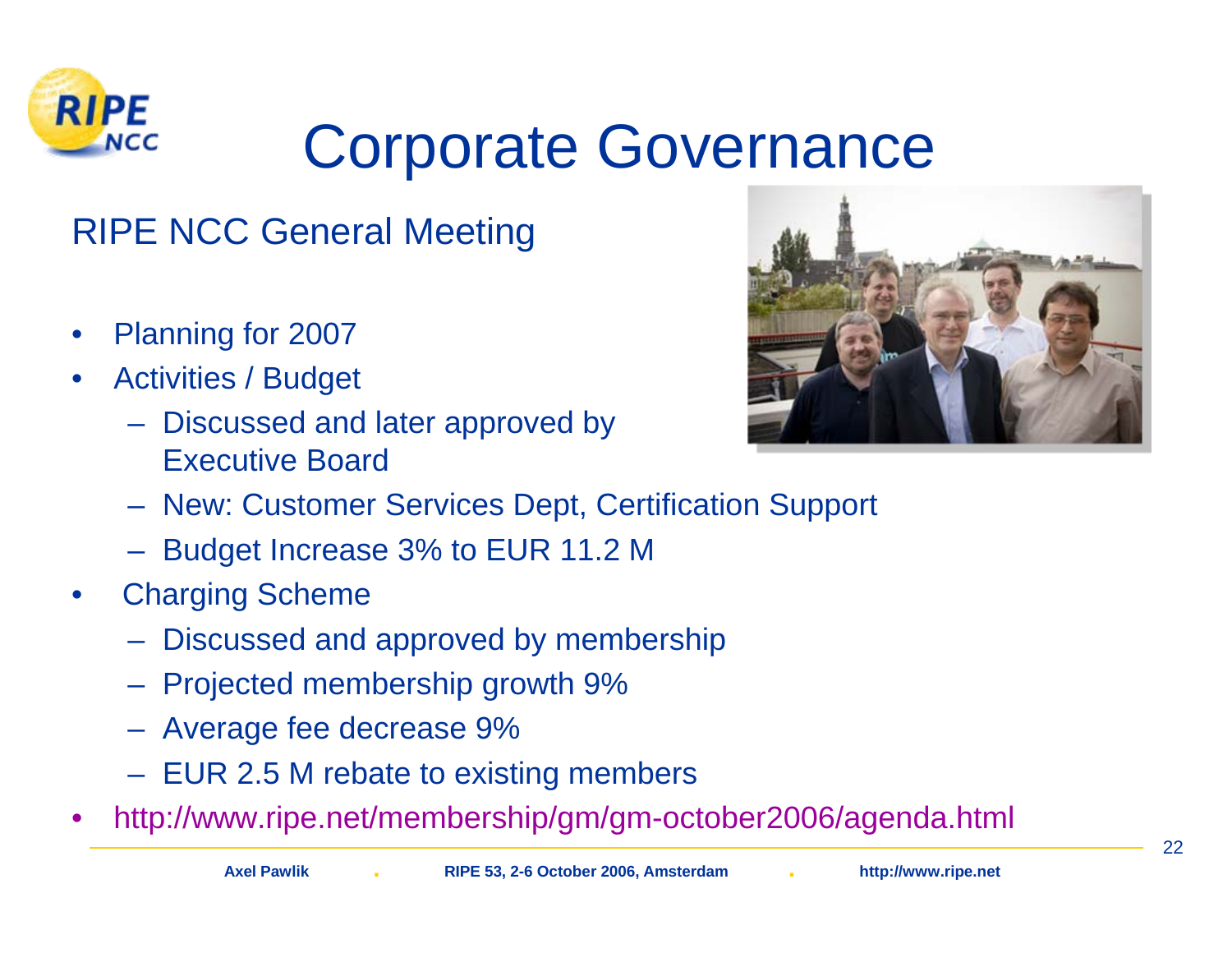# Corporate Governance

## RIPE NCC General Meeting

- Planning for 2007
- Activities / Budget
  - Discussed and later approved by Executive Board
  - New: Customer Services Dept, Certification Support
  - Budget Increase 3% to EUR 11.2 M
- Charging Scheme
  - Discussed and approved by membership
  - Projected membership growth 9%
  - Average fee decrease 9%
  - EUR 2.5 M rebate to existing members
- http://www.ripe.net/membership/gm/gm-october2006/agenda.html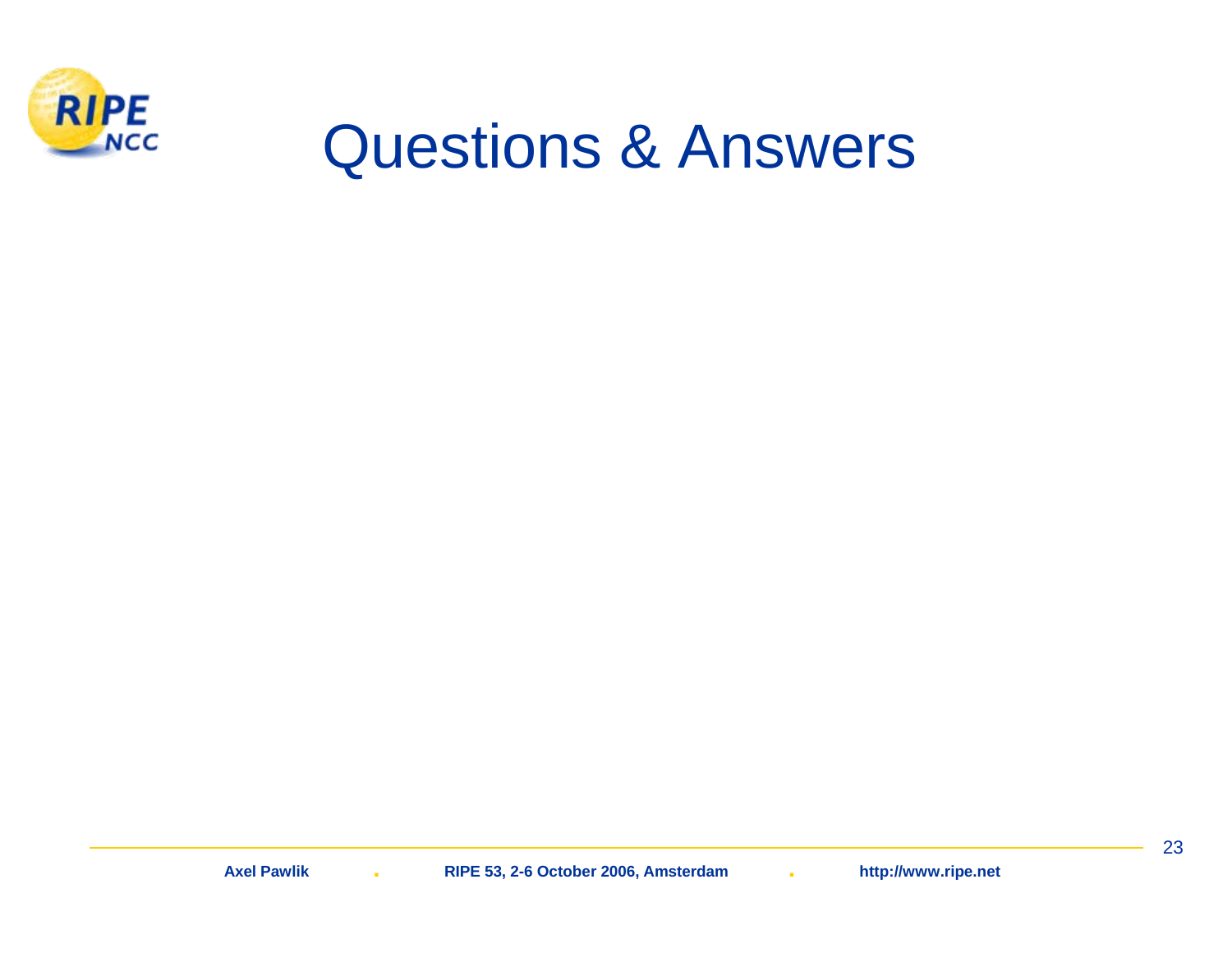# Questions & Answers